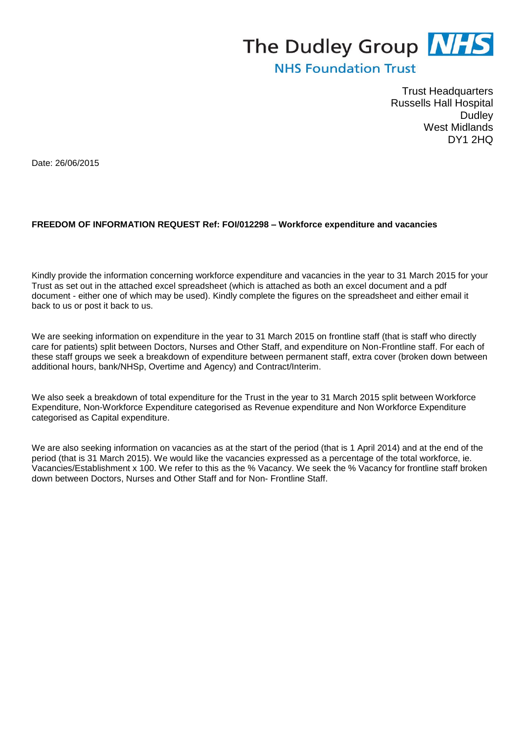The Dudley Group **NHS**

NHS Foundation Trust

Trust Headquarters
Russells Hall Hospital
Dudley
West Midlands
DY1 2HQ

Date: 26/06/2015

**FREEDOM OF INFORMATION REQUEST Ref: FOI/012298 – Workforce expenditure and vacancies**

Kindly provide the information concerning workforce expenditure and vacancies in the year to 31 March 2015 for your Trust as set out in the attached excel spreadsheet (which is attached as both an excel document and a pdf document - either one of which may be used). Kindly complete the figures on the spreadsheet and either email it back to us or post it back to us.

We are seeking information on expenditure in the year to 31 March 2015 on frontline staff (that is staff who directly care for patients) split between Doctors, Nurses and Other Staff, and expenditure on Non-Frontline staff. For each of these staff groups we seek a breakdown of expenditure between permanent staff, extra cover (broken down between additional hours, bank/NHSp, Overtime and Agency) and Contract/Interim.

We also seek a breakdown of total expenditure for the Trust in the year to 31 March 2015 split between Workforce Expenditure, Non-Workforce Expenditure categorised as Revenue expenditure and Non Workforce Expenditure categorised as Capital expenditure.

We are also seeking information on vacancies as at the start of the period (that is 1 April 2014) and at the end of the period (that is 31 March 2015). We would like the vacancies expressed as a percentage of the total workforce, ie. Vacancies/Establishment x 100. We refer to this as the % Vacancy. We seek the % Vacancy for frontline staff broken down between Doctors, Nurses and Other Staff and for Non- Frontline Staff.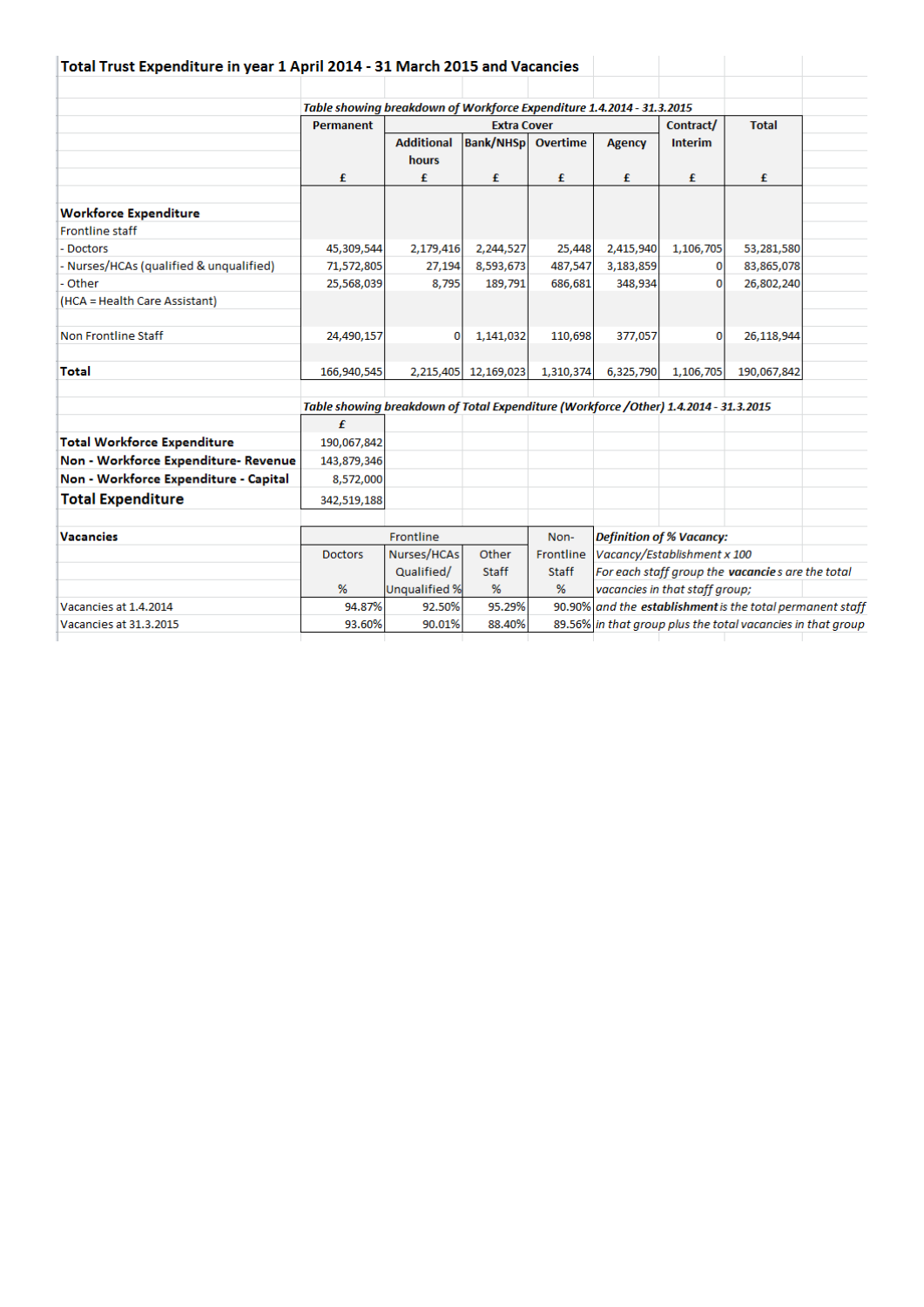## Total Trust Expenditure in year 1 April 2014 - 31 March 2015 and Vacancies

*Table showing breakdown of Workforce Expenditure 1.4.2014 - 31.3.2015*

| | Permanent | Extra Cover | | | | Contract/ Interim | Total |
|---|---|---|---|---|---|---|---|
| | | Additional hours | Bank/NHSp | Overtime | Agency | | |
| | £ | £ | £ | £ | £ | £ | £ |
| **Workforce Expenditure** | | | | | | | |
| Frontline staff | | | | | | | |
| - Doctors | 45,309,544 | 2,179,416 | 2,244,527 | 25,448 | 2,415,940 | 1,106,705 | 53,281,580 |
| - Nurses/HCAs (qualified & unqualified) | 71,572,805 | 27,194 | 8,593,673 | 487,547 | 3,183,859 | 0 | 83,865,078 |
| - Other | 25,568,039 | 8,795 | 189,791 | 686,681 | 348,934 | 0 | 26,802,240 |
| (HCA = Health Care Assistant) | | | | | | | |
| Non Frontline Staff | 24,490,157 | 0 | 1,141,032 | 110,698 | 377,057 | 0 | 26,118,944 |
| **Total** | 166,940,545 | 2,215,405 | 12,169,023 | 1,310,374 | 6,325,790 | 1,106,705 | 190,067,842 |

*Table showing breakdown of Total Expenditure (Workforce /Other) 1.4.2014 - 31.3.2015*

| | £ |
|---|---|
| **Total Workforce Expenditure** | 190,067,842 |
| **Non - Workforce Expenditure- Revenue** | 143,879,346 |
| **Non - Workforce Expenditure - Capital** | 8,572,000 |
| **Total Expenditure** | 342,519,188 |

| **Vacancies** | Frontline | | | Non-Frontline Staff |
|---|---|---|---|---|
| | Doctors | Nurses/HCAs Qualified/ Unqualified % | Other Staff | |
| | % | | % | % |
| Vacancies at 1.4.2014 | 94.87% | 92.50% | 95.29% | 90.90% |
| Vacancies at 31.3.2015 | 93.60% | 90.01% | 88.40% | 89.56% |

***Definition of % Vacancy:***
*Vacancy/Establishment x 100*
*For each staff group the **vacancies** are the total vacancies in that staff group;*
*and the **establishment** is the total permanent staff in that group plus the total vacancies in that group*